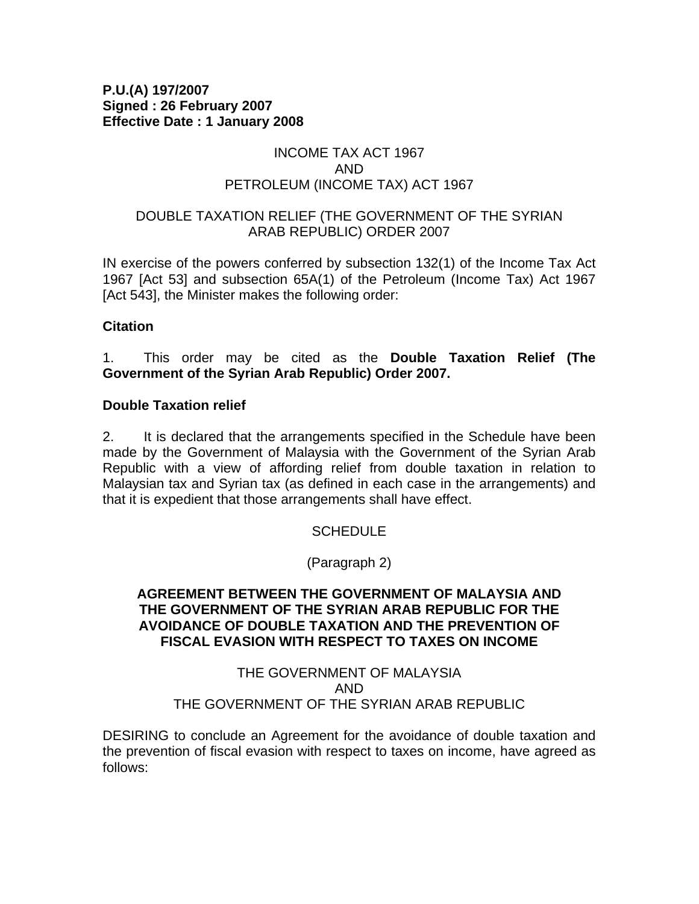**P.U.(A) 197/2007**
**Signed : 26 February 2007**
**Effective Date : 1 January 2008**

INCOME TAX ACT 1967
AND
PETROLEUM (INCOME TAX) ACT 1967

DOUBLE TAXATION RELIEF (THE GOVERNMENT OF THE SYRIAN ARAB REPUBLIC) ORDER 2007

IN exercise of the powers conferred by subsection 132(1) of the Income Tax Act 1967 [Act 53] and subsection 65A(1) of the Petroleum (Income Tax) Act 1967 [Act 543], the Minister makes the following order:

**Citation**

1. This order may be cited as the **Double Taxation Relief (The Government of the Syrian Arab Republic) Order 2007.**

**Double Taxation relief**

2. It is declared that the arrangements specified in the Schedule have been made by the Government of Malaysia with the Government of the Syrian Arab Republic with a view of affording relief from double taxation in relation to Malaysian tax and Syrian tax (as defined in each case in the arrangements) and that it is expedient that those arrangements shall have effect.

SCHEDULE

(Paragraph 2)

**AGREEMENT BETWEEN THE GOVERNMENT OF MALAYSIA AND THE GOVERNMENT OF THE SYRIAN ARAB REPUBLIC FOR THE AVOIDANCE OF DOUBLE TAXATION AND THE PREVENTION OF FISCAL EVASION WITH RESPECT TO TAXES ON INCOME**

THE GOVERNMENT OF MALAYSIA
AND
THE GOVERNMENT OF THE SYRIAN ARAB REPUBLIC

DESIRING to conclude an Agreement for the avoidance of double taxation and the prevention of fiscal evasion with respect to taxes on income, have agreed as follows: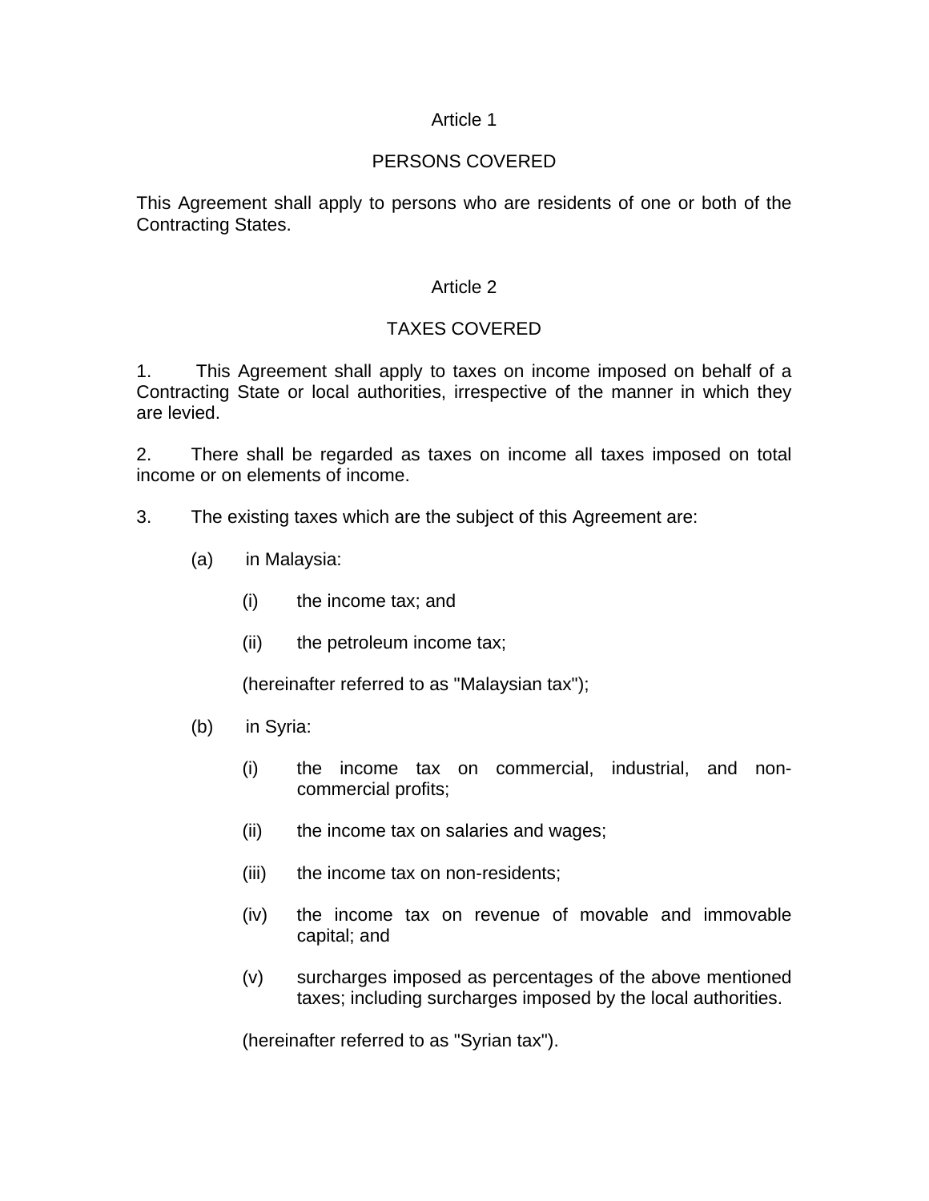## Article 1

## PERSONS COVERED

This Agreement shall apply to persons who are residents of one or both of the Contracting States.

## Article 2

## TAXES COVERED

1. This Agreement shall apply to taxes on income imposed on behalf of a Contracting State or local authorities, irrespective of the manner in which they are levied.

2. There shall be regarded as taxes on income all taxes imposed on total income or on elements of income.

3. The existing taxes which are the subject of this Agreement are:

   (a) in Malaysia:

      (i) the income tax; and

      (ii) the petroleum income tax;

      (hereinafter referred to as "Malaysian tax");

   (b) in Syria:

      (i) the income tax on commercial, industrial, and non-commercial profits;

      (ii) the income tax on salaries and wages;

      (iii) the income tax on non-residents;

      (iv) the income tax on revenue of movable and immovable capital; and

      (v) surcharges imposed as percentages of the above mentioned taxes; including surcharges imposed by the local authorities.

      (hereinafter referred to as "Syrian tax").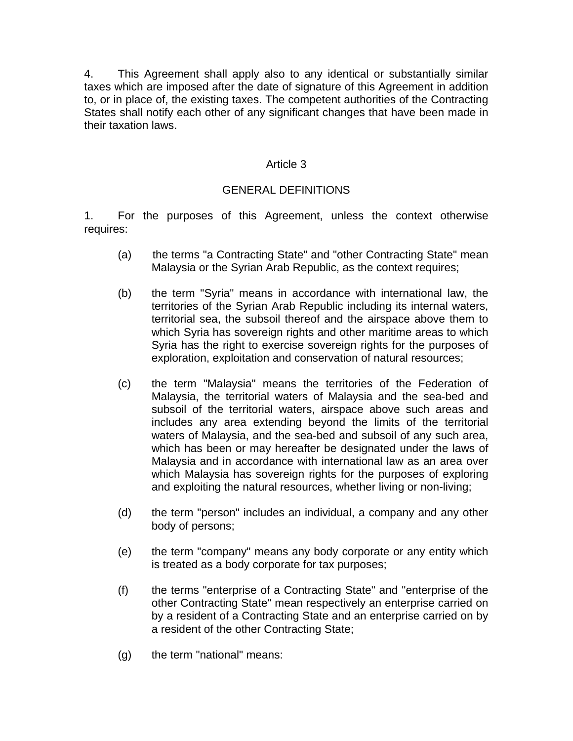4. This Agreement shall apply also to any identical or substantially similar taxes which are imposed after the date of signature of this Agreement in addition to, or in place of, the existing taxes. The competent authorities of the Contracting States shall notify each other of any significant changes that have been made in their taxation laws.

## Article 3

## GENERAL DEFINITIONS

1. For the purposes of this Agreement, unless the context otherwise requires:

(a) the terms "a Contracting State" and "other Contracting State" mean Malaysia or the Syrian Arab Republic, as the context requires;

(b) the term "Syria" means in accordance with international law, the territories of the Syrian Arab Republic including its internal waters, territorial sea, the subsoil thereof and the airspace above them to which Syria has sovereign rights and other maritime areas to which Syria has the right to exercise sovereign rights for the purposes of exploration, exploitation and conservation of natural resources;

(c) the term "Malaysia" means the territories of the Federation of Malaysia, the territorial waters of Malaysia and the sea-bed and subsoil of the territorial waters, airspace above such areas and includes any area extending beyond the limits of the territorial waters of Malaysia, and the sea-bed and subsoil of any such area, which has been or may hereafter be designated under the laws of Malaysia and in accordance with international law as an area over which Malaysia has sovereign rights for the purposes of exploring and exploiting the natural resources, whether living or non-living;

(d) the term "person" includes an individual, a company and any other body of persons;

(e) the term "company" means any body corporate or any entity which is treated as a body corporate for tax purposes;

(f) the terms "enterprise of a Contracting State" and "enterprise of the other Contracting State" mean respectively an enterprise carried on by a resident of a Contracting State and an enterprise carried on by a resident of the other Contracting State;

(g) the term "national" means: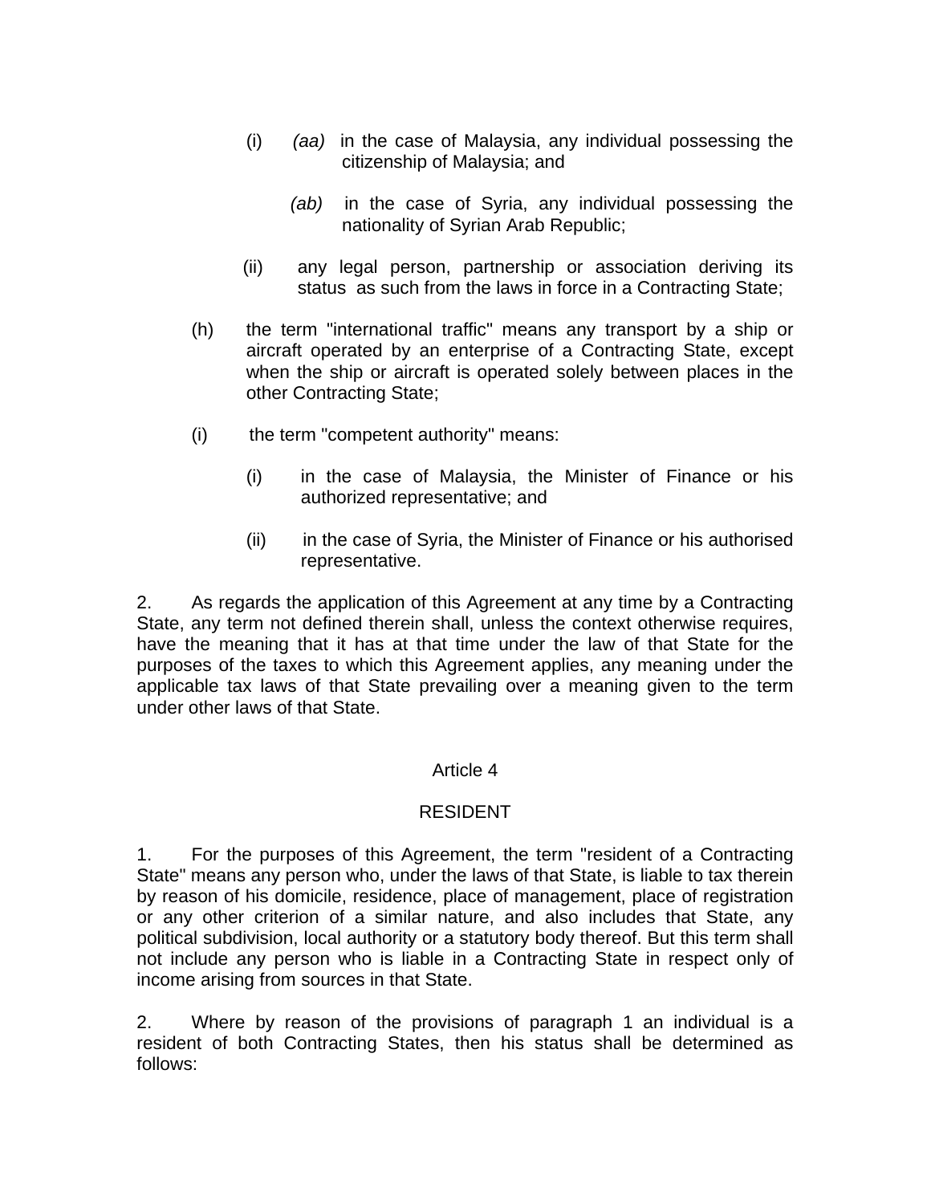(i) *(aa)* in the case of Malaysia, any individual possessing the citizenship of Malaysia; and

*(ab)* in the case of Syria, any individual possessing the nationality of Syrian Arab Republic;

(ii) any legal person, partnership or association deriving its status as such from the laws in force in a Contracting State;

(h) the term "international traffic" means any transport by a ship or aircraft operated by an enterprise of a Contracting State, except when the ship or aircraft is operated solely between places in the other Contracting State;

(i) the term "competent authority" means:

(i) in the case of Malaysia, the Minister of Finance or his authorized representative; and

(ii) in the case of Syria, the Minister of Finance or his authorised representative.

2. As regards the application of this Agreement at any time by a Contracting State, any term not defined therein shall, unless the context otherwise requires, have the meaning that it has at that time under the law of that State for the purposes of the taxes to which this Agreement applies, any meaning under the applicable tax laws of that State prevailing over a meaning given to the term under other laws of that State.

## Article 4

## RESIDENT

1. For the purposes of this Agreement, the term "resident of a Contracting State" means any person who, under the laws of that State, is liable to tax therein by reason of his domicile, residence, place of management, place of registration or any other criterion of a similar nature, and also includes that State, any political subdivision, local authority or a statutory body thereof. But this term shall not include any person who is liable in a Contracting State in respect only of income arising from sources in that State.

2. Where by reason of the provisions of paragraph 1 an individual is a resident of both Contracting States, then his status shall be determined as follows: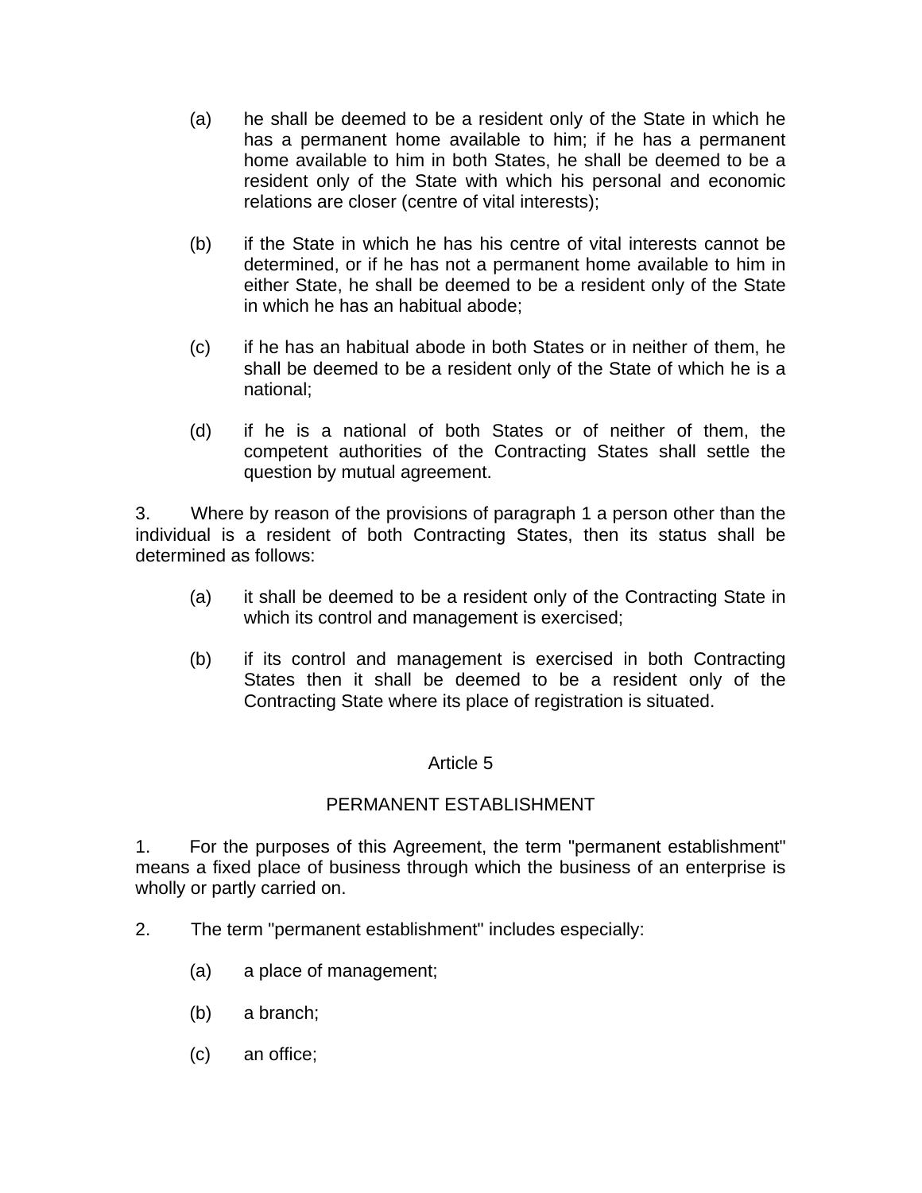(a) he shall be deemed to be a resident only of the State in which he has a permanent home available to him; if he has a permanent home available to him in both States, he shall be deemed to be a resident only of the State with which his personal and economic relations are closer (centre of vital interests);

(b) if the State in which he has his centre of vital interests cannot be determined, or if he has not a permanent home available to him in either State, he shall be deemed to be a resident only of the State in which he has an habitual abode;

(c) if he has an habitual abode in both States or in neither of them, he shall be deemed to be a resident only of the State of which he is a national;

(d) if he is a national of both States or of neither of them, the competent authorities of the Contracting States shall settle the question by mutual agreement.

3. Where by reason of the provisions of paragraph 1 a person other than the individual is a resident of both Contracting States, then its status shall be determined as follows:

(a) it shall be deemed to be a resident only of the Contracting State in which its control and management is exercised;

(b) if its control and management is exercised in both Contracting States then it shall be deemed to be a resident only of the Contracting State where its place of registration is situated.

## Article 5

## PERMANENT ESTABLISHMENT

1. For the purposes of this Agreement, the term "permanent establishment" means a fixed place of business through which the business of an enterprise is wholly or partly carried on.

2. The term "permanent establishment" includes especially:

(a) a place of management;

(b) a branch;

(c) an office;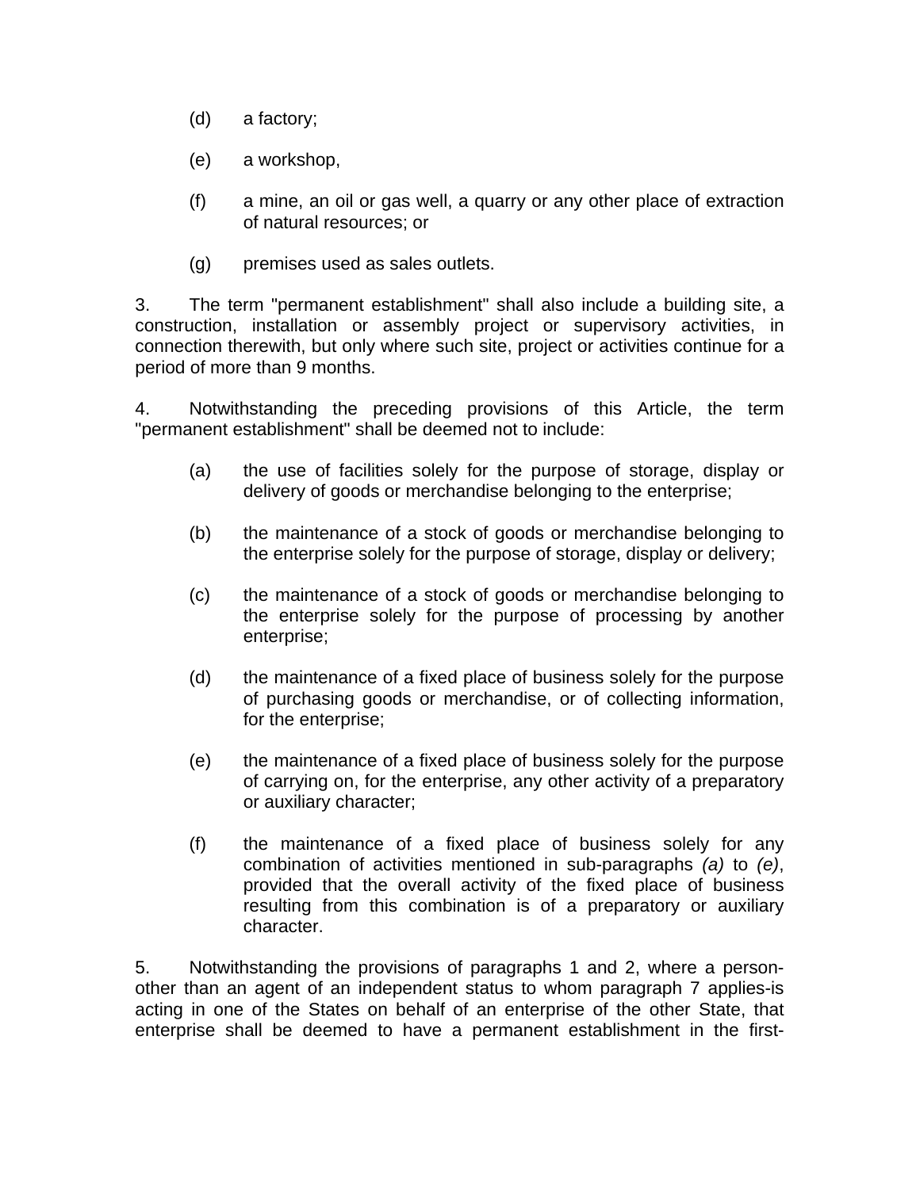(d) a factory;

(e) a workshop,

(f) a mine, an oil or gas well, a quarry or any other place of extraction of natural resources; or

(g) premises used as sales outlets.

3. The term "permanent establishment" shall also include a building site, a construction, installation or assembly project or supervisory activities, in connection therewith, but only where such site, project or activities continue for a period of more than 9 months.

4. Notwithstanding the preceding provisions of this Article, the term "permanent establishment" shall be deemed not to include:

(a) the use of facilities solely for the purpose of storage, display or delivery of goods or merchandise belonging to the enterprise;

(b) the maintenance of a stock of goods or merchandise belonging to the enterprise solely for the purpose of storage, display or delivery;

(c) the maintenance of a stock of goods or merchandise belonging to the enterprise solely for the purpose of processing by another enterprise;

(d) the maintenance of a fixed place of business solely for the purpose of purchasing goods or merchandise, or of collecting information, for the enterprise;

(e) the maintenance of a fixed place of business solely for the purpose of carrying on, for the enterprise, any other activity of a preparatory or auxiliary character;

(f) the maintenance of a fixed place of business solely for any combination of activities mentioned in sub-paragraphs *(a)* to *(e)*, provided that the overall activity of the fixed place of business resulting from this combination is of a preparatory or auxiliary character.

5. Notwithstanding the provisions of paragraphs 1 and 2, where a person-other than an agent of an independent status to whom paragraph 7 applies-is acting in one of the States on behalf of an enterprise of the other State, that enterprise shall be deemed to have a permanent establishment in the first-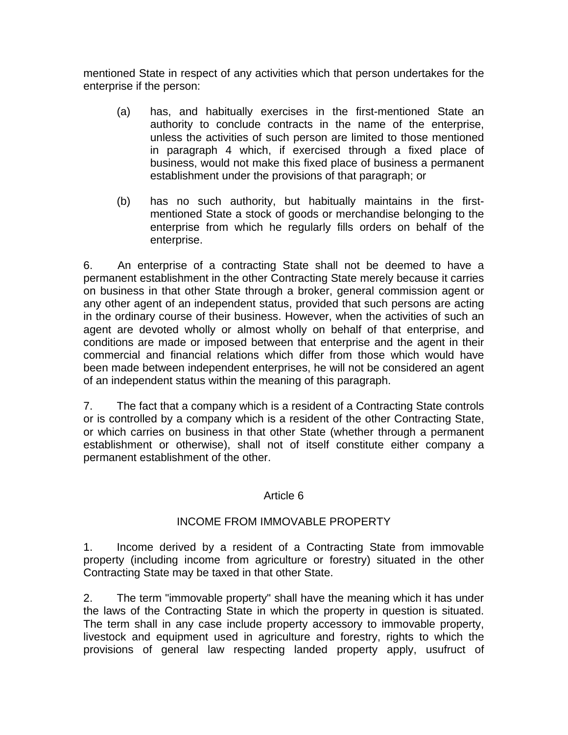mentioned State in respect of any activities which that person undertakes for the enterprise if the person:

(a) has, and habitually exercises in the first-mentioned State an authority to conclude contracts in the name of the enterprise, unless the activities of such person are limited to those mentioned in paragraph 4 which, if exercised through a fixed place of business, would not make this fixed place of business a permanent establishment under the provisions of that paragraph; or

(b) has no such authority, but habitually maintains in the first-mentioned State a stock of goods or merchandise belonging to the enterprise from which he regularly fills orders on behalf of the enterprise.

6. An enterprise of a contracting State shall not be deemed to have a permanent establishment in the other Contracting State merely because it carries on business in that other State through a broker, general commission agent or any other agent of an independent status, provided that such persons are acting in the ordinary course of their business. However, when the activities of such an agent are devoted wholly or almost wholly on behalf of that enterprise, and conditions are made or imposed between that enterprise and the agent in their commercial and financial relations which differ from those which would have been made between independent enterprises, he will not be considered an agent of an independent status within the meaning of this paragraph.

7. The fact that a company which is a resident of a Contracting State controls or is controlled by a company which is a resident of the other Contracting State, or which carries on business in that other State (whether through a permanent establishment or otherwise), shall not of itself constitute either company a permanent establishment of the other.

## Article 6

## INCOME FROM IMMOVABLE PROPERTY

1. Income derived by a resident of a Contracting State from immovable property (including income from agriculture or forestry) situated in the other Contracting State may be taxed in that other State.

2. The term "immovable property" shall have the meaning which it has under the laws of the Contracting State in which the property in question is situated. The term shall in any case include property accessory to immovable property, livestock and equipment used in agriculture and forestry, rights to which the provisions of general law respecting landed property apply, usufruct of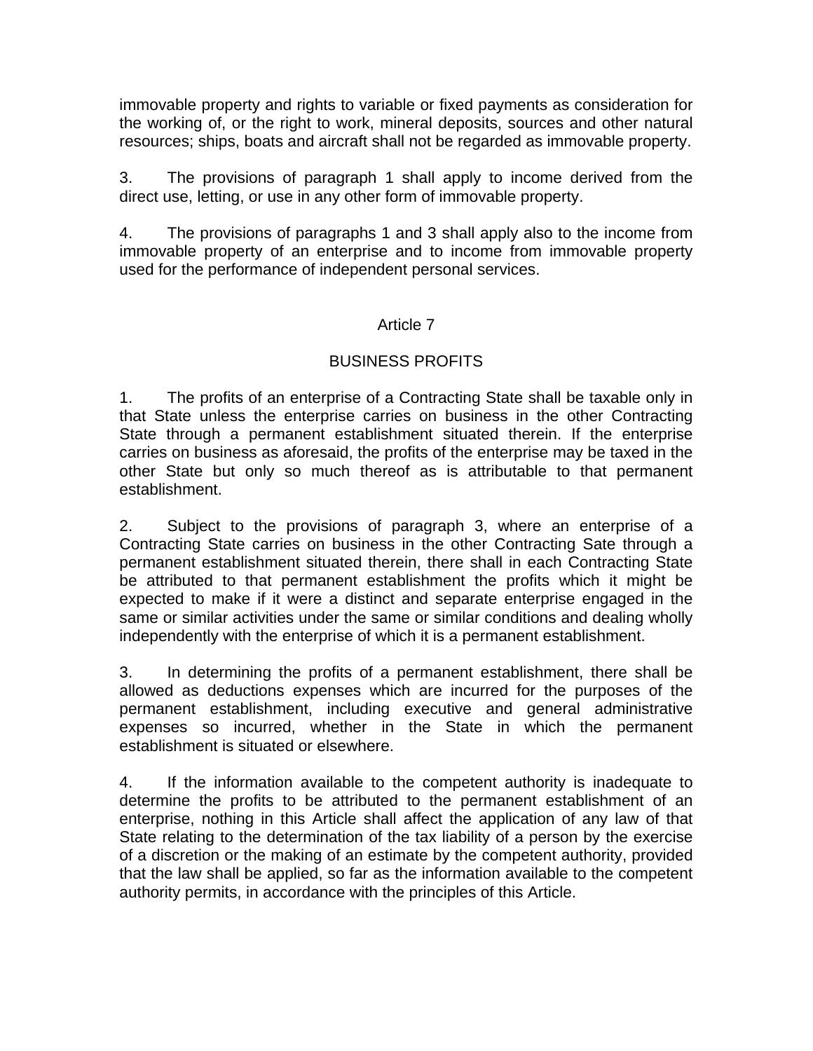immovable property and rights to variable or fixed payments as consideration for the working of, or the right to work, mineral deposits, sources and other natural resources; ships, boats and aircraft shall not be regarded as immovable property.

3. The provisions of paragraph 1 shall apply to income derived from the direct use, letting, or use in any other form of immovable property.

4. The provisions of paragraphs 1 and 3 shall apply also to the income from immovable property of an enterprise and to income from immovable property used for the performance of independent personal services.

## Article 7

## BUSINESS PROFITS

1. The profits of an enterprise of a Contracting State shall be taxable only in that State unless the enterprise carries on business in the other Contracting State through a permanent establishment situated therein. If the enterprise carries on business as aforesaid, the profits of the enterprise may be taxed in the other State but only so much thereof as is attributable to that permanent establishment.

2. Subject to the provisions of paragraph 3, where an enterprise of a Contracting State carries on business in the other Contracting Sate through a permanent establishment situated therein, there shall in each Contracting State be attributed to that permanent establishment the profits which it might be expected to make if it were a distinct and separate enterprise engaged in the same or similar activities under the same or similar conditions and dealing wholly independently with the enterprise of which it is a permanent establishment.

3. In determining the profits of a permanent establishment, there shall be allowed as deductions expenses which are incurred for the purposes of the permanent establishment, including executive and general administrative expenses so incurred, whether in the State in which the permanent establishment is situated or elsewhere.

4. If the information available to the competent authority is inadequate to determine the profits to be attributed to the permanent establishment of an enterprise, nothing in this Article shall affect the application of any law of that State relating to the determination of the tax liability of a person by the exercise of a discretion or the making of an estimate by the competent authority, provided that the law shall be applied, so far as the information available to the competent authority permits, in accordance with the principles of this Article.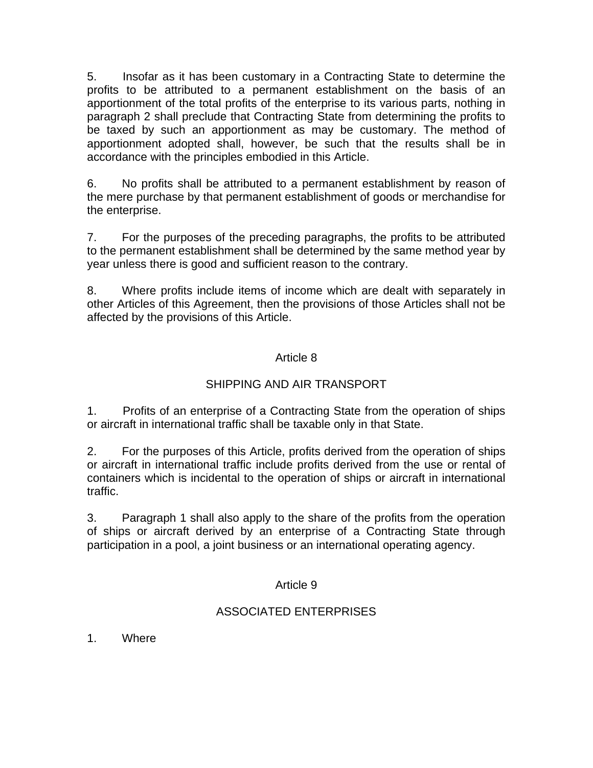5. Insofar as it has been customary in a Contracting State to determine the profits to be attributed to a permanent establishment on the basis of an apportionment of the total profits of the enterprise to its various parts, nothing in paragraph 2 shall preclude that Contracting State from determining the profits to be taxed by such an apportionment as may be customary. The method of apportionment adopted shall, however, be such that the results shall be in accordance with the principles embodied in this Article.

6. No profits shall be attributed to a permanent establishment by reason of the mere purchase by that permanent establishment of goods or merchandise for the enterprise.

7. For the purposes of the preceding paragraphs, the profits to be attributed to the permanent establishment shall be determined by the same method year by year unless there is good and sufficient reason to the contrary.

8. Where profits include items of income which are dealt with separately in other Articles of this Agreement, then the provisions of those Articles shall not be affected by the provisions of this Article.

## Article 8

## SHIPPING AND AIR TRANSPORT

1. Profits of an enterprise of a Contracting State from the operation of ships or aircraft in international traffic shall be taxable only in that State.

2. For the purposes of this Article, profits derived from the operation of ships or aircraft in international traffic include profits derived from the use or rental of containers which is incidental to the operation of ships or aircraft in international traffic.

3. Paragraph 1 shall also apply to the share of the profits from the operation of ships or aircraft derived by an enterprise of a Contracting State through participation in a pool, a joint business or an international operating agency.

## Article 9

## ASSOCIATED ENTERPRISES

1. Where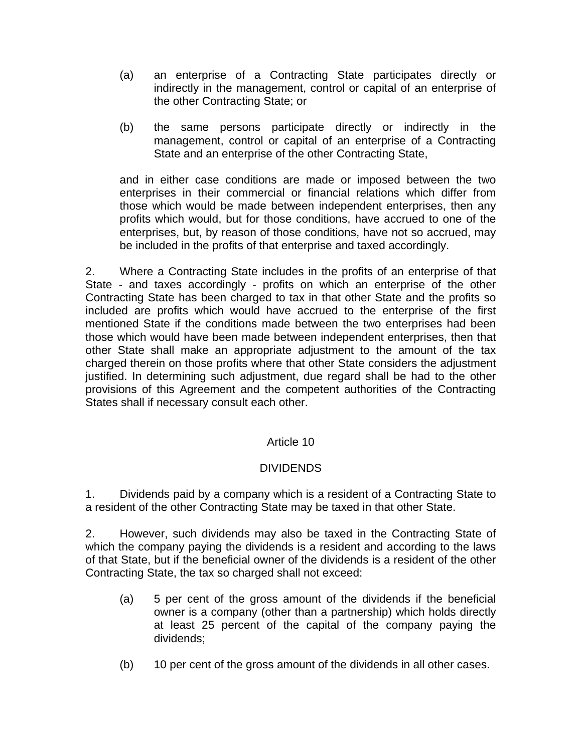(a) an enterprise of a Contracting State participates directly or indirectly in the management, control or capital of an enterprise of the other Contracting State; or

(b) the same persons participate directly or indirectly in the management, control or capital of an enterprise of a Contracting State and an enterprise of the other Contracting State,

and in either case conditions are made or imposed between the two enterprises in their commercial or financial relations which differ from those which would be made between independent enterprises, then any profits which would, but for those conditions, have accrued to one of the enterprises, but, by reason of those conditions, have not so accrued, may be included in the profits of that enterprise and taxed accordingly.

2. Where a Contracting State includes in the profits of an enterprise of that State - and taxes accordingly - profits on which an enterprise of the other Contracting State has been charged to tax in that other State and the profits so included are profits which would have accrued to the enterprise of the first mentioned State if the conditions made between the two enterprises had been those which would have been made between independent enterprises, then that other State shall make an appropriate adjustment to the amount of the tax charged therein on those profits where that other State considers the adjustment justified. In determining such adjustment, due regard shall be had to the other provisions of this Agreement and the competent authorities of the Contracting States shall if necessary consult each other.

## Article 10

## DIVIDENDS

1. Dividends paid by a company which is a resident of a Contracting State to a resident of the other Contracting State may be taxed in that other State.

2. However, such dividends may also be taxed in the Contracting State of which the company paying the dividends is a resident and according to the laws of that State, but if the beneficial owner of the dividends is a resident of the other Contracting State, the tax so charged shall not exceed:

(a) 5 per cent of the gross amount of the dividends if the beneficial owner is a company (other than a partnership) which holds directly at least 25 percent of the capital of the company paying the dividends;

(b) 10 per cent of the gross amount of the dividends in all other cases.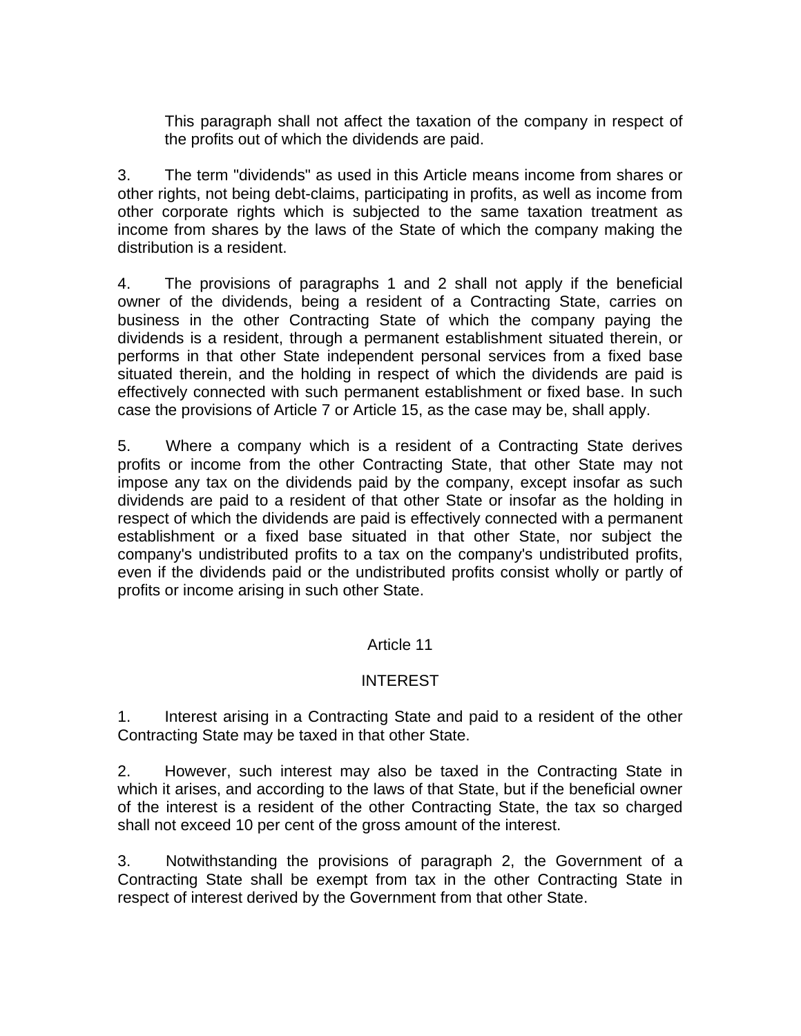This paragraph shall not affect the taxation of the company in respect of the profits out of which the dividends are paid.

3. The term "dividends" as used in this Article means income from shares or other rights, not being debt-claims, participating in profits, as well as income from other corporate rights which is subjected to the same taxation treatment as income from shares by the laws of the State of which the company making the distribution is a resident.

4. The provisions of paragraphs 1 and 2 shall not apply if the beneficial owner of the dividends, being a resident of a Contracting State, carries on business in the other Contracting State of which the company paying the dividends is a resident, through a permanent establishment situated therein, or performs in that other State independent personal services from a fixed base situated therein, and the holding in respect of which the dividends are paid is effectively connected with such permanent establishment or fixed base. In such case the provisions of Article 7 or Article 15, as the case may be, shall apply.

5. Where a company which is a resident of a Contracting State derives profits or income from the other Contracting State, that other State may not impose any tax on the dividends paid by the company, except insofar as such dividends are paid to a resident of that other State or insofar as the holding in respect of which the dividends are paid is effectively connected with a permanent establishment or a fixed base situated in that other State, nor subject the company's undistributed profits to a tax on the company's undistributed profits, even if the dividends paid or the undistributed profits consist wholly or partly of profits or income arising in such other State.

## Article 11

## INTEREST

1. Interest arising in a Contracting State and paid to a resident of the other Contracting State may be taxed in that other State.

2. However, such interest may also be taxed in the Contracting State in which it arises, and according to the laws of that State, but if the beneficial owner of the interest is a resident of the other Contracting State, the tax so charged shall not exceed 10 per cent of the gross amount of the interest.

3. Notwithstanding the provisions of paragraph 2, the Government of a Contracting State shall be exempt from tax in the other Contracting State in respect of interest derived by the Government from that other State.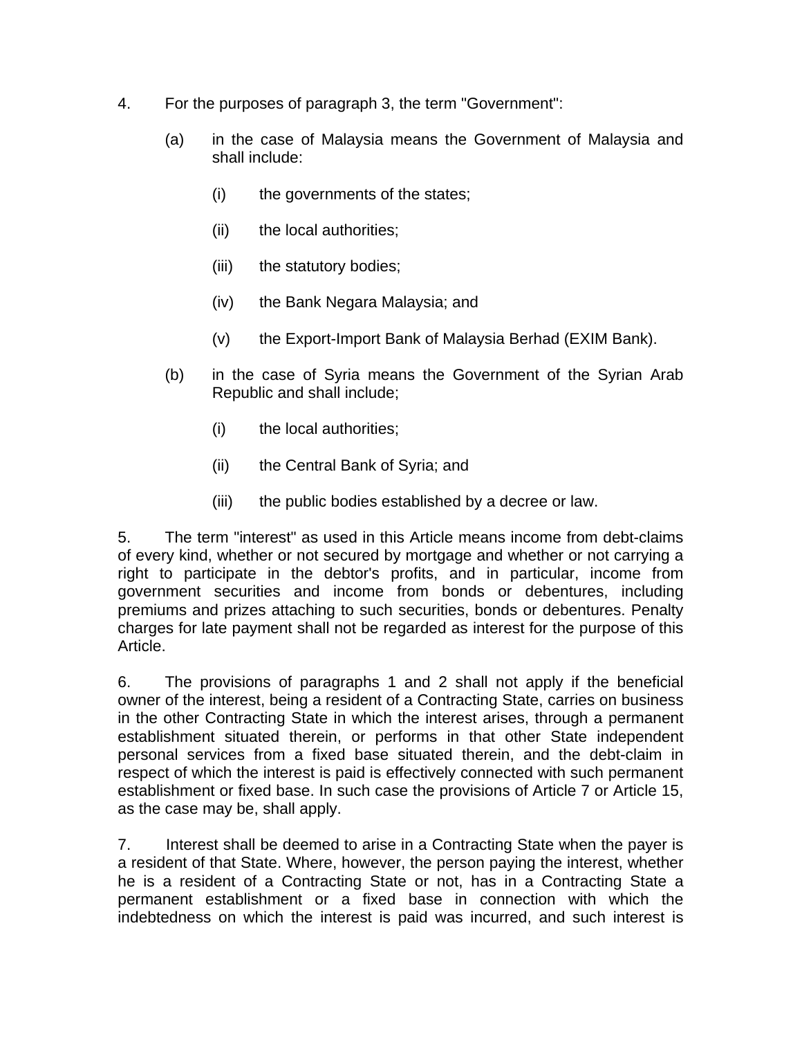4. For the purposes of paragraph 3, the term "Government":

   (a) in the case of Malaysia means the Government of Malaysia and shall include:

      (i) the governments of the states;

      (ii) the local authorities;

      (iii) the statutory bodies;

      (iv) the Bank Negara Malaysia; and

      (v) the Export-Import Bank of Malaysia Berhad (EXIM Bank).

   (b) in the case of Syria means the Government of the Syrian Arab Republic and shall include;

      (i) the local authorities;

      (ii) the Central Bank of Syria; and

      (iii) the public bodies established by a decree or law.

5. The term "interest" as used in this Article means income from debt-claims of every kind, whether or not secured by mortgage and whether or not carrying a right to participate in the debtor's profits, and in particular, income from government securities and income from bonds or debentures, including premiums and prizes attaching to such securities, bonds or debentures. Penalty charges for late payment shall not be regarded as interest for the purpose of this Article.

6. The provisions of paragraphs 1 and 2 shall not apply if the beneficial owner of the interest, being a resident of a Contracting State, carries on business in the other Contracting State in which the interest arises, through a permanent establishment situated therein, or performs in that other State independent personal services from a fixed base situated therein, and the debt-claim in respect of which the interest is paid is effectively connected with such permanent establishment or fixed base. In such case the provisions of Article 7 or Article 15, as the case may be, shall apply.

7. Interest shall be deemed to arise in a Contracting State when the payer is a resident of that State. Where, however, the person paying the interest, whether he is a resident of a Contracting State or not, has in a Contracting State a permanent establishment or a fixed base in connection with which the indebtedness on which the interest is paid was incurred, and such interest is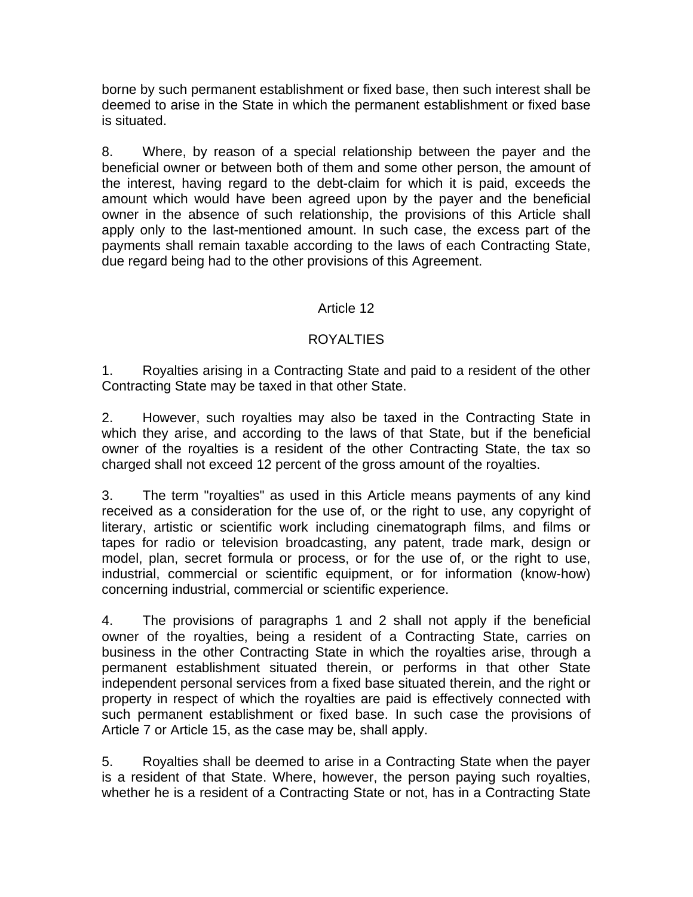borne by such permanent establishment or fixed base, then such interest shall be deemed to arise in the State in which the permanent establishment or fixed base is situated.

8. Where, by reason of a special relationship between the payer and the beneficial owner or between both of them and some other person, the amount of the interest, having regard to the debt-claim for which it is paid, exceeds the amount which would have been agreed upon by the payer and the beneficial owner in the absence of such relationship, the provisions of this Article shall apply only to the last-mentioned amount. In such case, the excess part of the payments shall remain taxable according to the laws of each Contracting State, due regard being had to the other provisions of this Agreement.

## Article 12

## ROYALTIES

1. Royalties arising in a Contracting State and paid to a resident of the other Contracting State may be taxed in that other State.

2. However, such royalties may also be taxed in the Contracting State in which they arise, and according to the laws of that State, but if the beneficial owner of the royalties is a resident of the other Contracting State, the tax so charged shall not exceed 12 percent of the gross amount of the royalties.

3. The term "royalties" as used in this Article means payments of any kind received as a consideration for the use of, or the right to use, any copyright of literary, artistic or scientific work including cinematograph films, and films or tapes for radio or television broadcasting, any patent, trade mark, design or model, plan, secret formula or process, or for the use of, or the right to use, industrial, commercial or scientific equipment, or for information (know-how) concerning industrial, commercial or scientific experience.

4. The provisions of paragraphs 1 and 2 shall not apply if the beneficial owner of the royalties, being a resident of a Contracting State, carries on business in the other Contracting State in which the royalties arise, through a permanent establishment situated therein, or performs in that other State independent personal services from a fixed base situated therein, and the right or property in respect of which the royalties are paid is effectively connected with such permanent establishment or fixed base. In such case the provisions of Article 7 or Article 15, as the case may be, shall apply.

5. Royalties shall be deemed to arise in a Contracting State when the payer is a resident of that State. Where, however, the person paying such royalties, whether he is a resident of a Contracting State or not, has in a Contracting State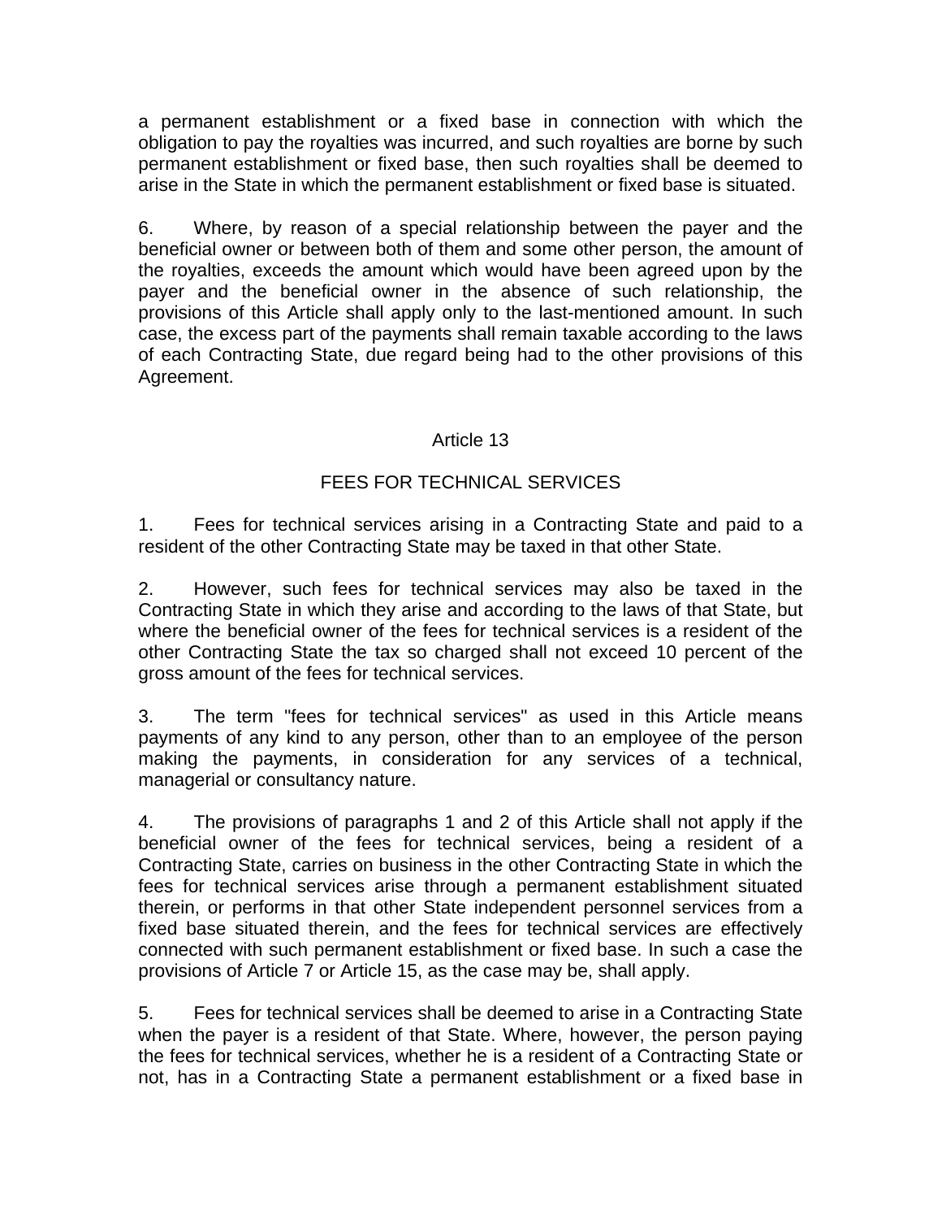a permanent establishment or a fixed base in connection with which the obligation to pay the royalties was incurred, and such royalties are borne by such permanent establishment or fixed base, then such royalties shall be deemed to arise in the State in which the permanent establishment or fixed base is situated.

6. Where, by reason of a special relationship between the payer and the beneficial owner or between both of them and some other person, the amount of the royalties, exceeds the amount which would have been agreed upon by the payer and the beneficial owner in the absence of such relationship, the provisions of this Article shall apply only to the last-mentioned amount. In such case, the excess part of the payments shall remain taxable according to the laws of each Contracting State, due regard being had to the other provisions of this Agreement.

## Article 13

## FEES FOR TECHNICAL SERVICES

1. Fees for technical services arising in a Contracting State and paid to a resident of the other Contracting State may be taxed in that other State.

2. However, such fees for technical services may also be taxed in the Contracting State in which they arise and according to the laws of that State, but where the beneficial owner of the fees for technical services is a resident of the other Contracting State the tax so charged shall not exceed 10 percent of the gross amount of the fees for technical services.

3. The term "fees for technical services" as used in this Article means payments of any kind to any person, other than to an employee of the person making the payments, in consideration for any services of a technical, managerial or consultancy nature.

4. The provisions of paragraphs 1 and 2 of this Article shall not apply if the beneficial owner of the fees for technical services, being a resident of a Contracting State, carries on business in the other Contracting State in which the fees for technical services arise through a permanent establishment situated therein, or performs in that other State independent personnel services from a fixed base situated therein, and the fees for technical services are effectively connected with such permanent establishment or fixed base. In such a case the provisions of Article 7 or Article 15, as the case may be, shall apply.

5. Fees for technical services shall be deemed to arise in a Contracting State when the payer is a resident of that State. Where, however, the person paying the fees for technical services, whether he is a resident of a Contracting State or not, has in a Contracting State a permanent establishment or a fixed base in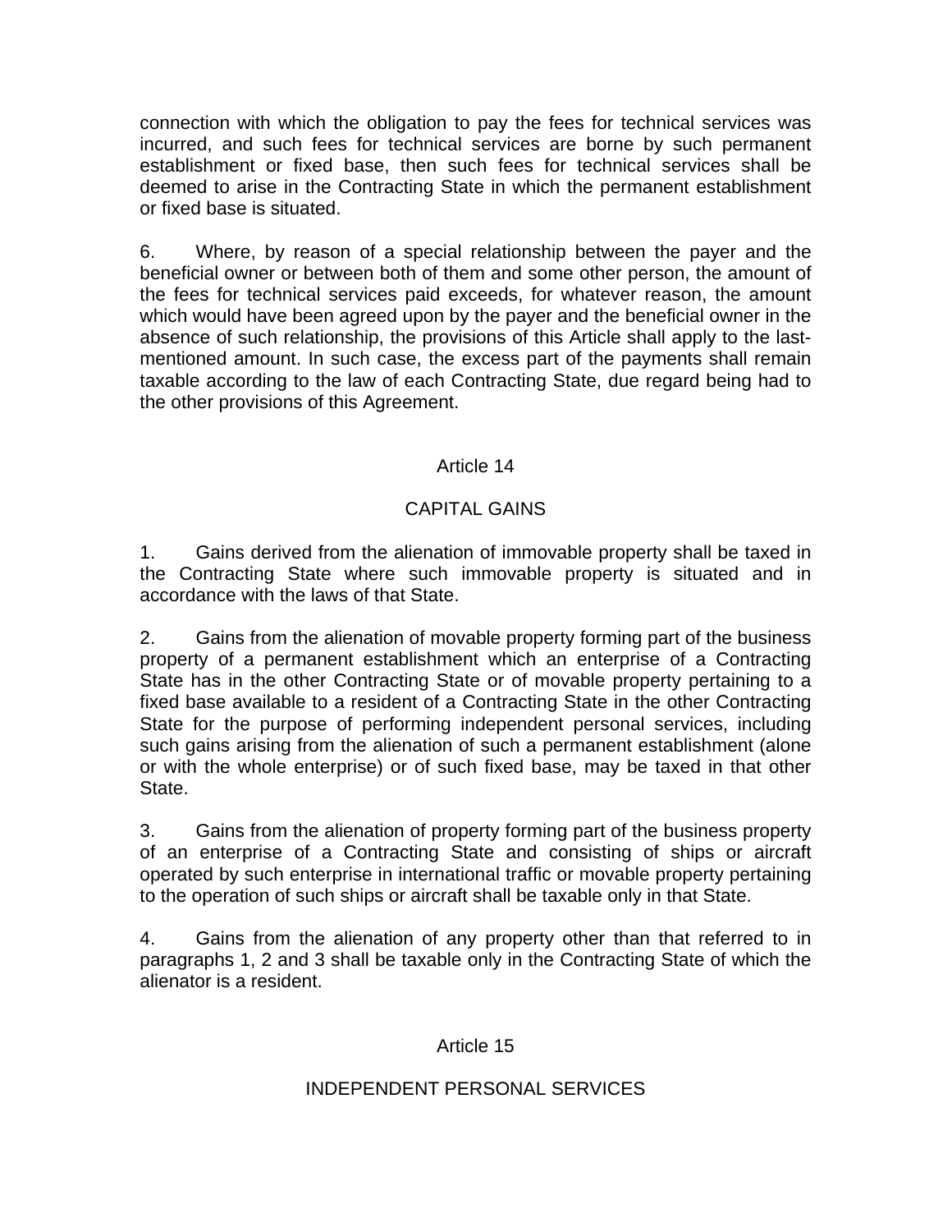connection with which the obligation to pay the fees for technical services was incurred, and such fees for technical services are borne by such permanent establishment or fixed base, then such fees for technical services shall be deemed to arise in the Contracting State in which the permanent establishment or fixed base is situated.

6. Where, by reason of a special relationship between the payer and the beneficial owner or between both of them and some other person, the amount of the fees for technical services paid exceeds, for whatever reason, the amount which would have been agreed upon by the payer and the beneficial owner in the absence of such relationship, the provisions of this Article shall apply to the last-mentioned amount. In such case, the excess part of the payments shall remain taxable according to the law of each Contracting State, due regard being had to the other provisions of this Agreement.

## Article 14

## CAPITAL GAINS

1. Gains derived from the alienation of immovable property shall be taxed in the Contracting State where such immovable property is situated and in accordance with the laws of that State.

2. Gains from the alienation of movable property forming part of the business property of a permanent establishment which an enterprise of a Contracting State has in the other Contracting State or of movable property pertaining to a fixed base available to a resident of a Contracting State in the other Contracting State for the purpose of performing independent personal services, including such gains arising from the alienation of such a permanent establishment (alone or with the whole enterprise) or of such fixed base, may be taxed in that other State.

3. Gains from the alienation of property forming part of the business property of an enterprise of a Contracting State and consisting of ships or aircraft operated by such enterprise in international traffic or movable property pertaining to the operation of such ships or aircraft shall be taxable only in that State.

4. Gains from the alienation of any property other than that referred to in paragraphs 1, 2 and 3 shall be taxable only in the Contracting State of which the alienator is a resident.

## Article 15

## INDEPENDENT PERSONAL SERVICES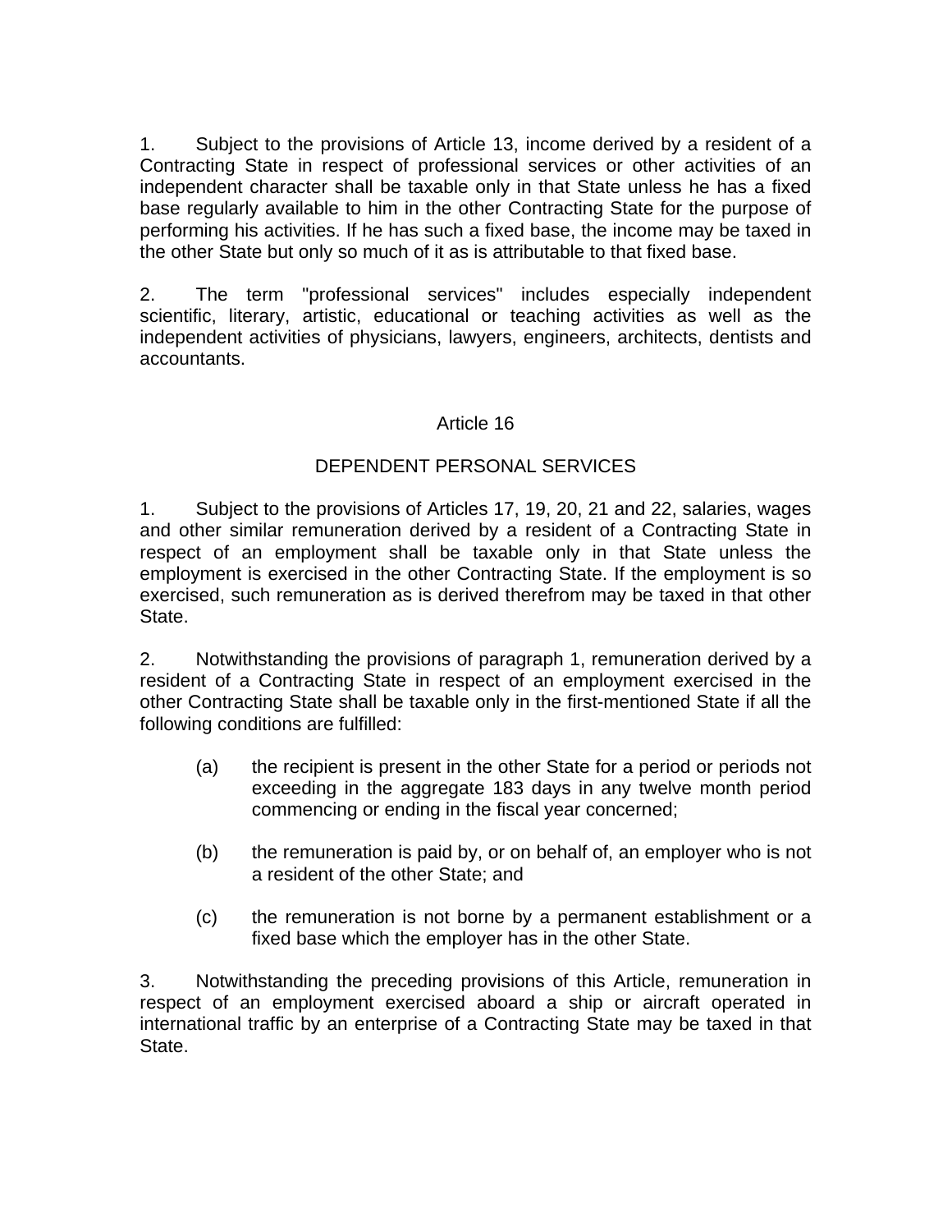1. Subject to the provisions of Article 13, income derived by a resident of a Contracting State in respect of professional services or other activities of an independent character shall be taxable only in that State unless he has a fixed base regularly available to him in the other Contracting State for the purpose of performing his activities. If he has such a fixed base, the income may be taxed in the other State but only so much of it as is attributable to that fixed base.

2. The term "professional services" includes especially independent scientific, literary, artistic, educational or teaching activities as well as the independent activities of physicians, lawyers, engineers, architects, dentists and accountants.

## Article 16

## DEPENDENT PERSONAL SERVICES

1. Subject to the provisions of Articles 17, 19, 20, 21 and 22, salaries, wages and other similar remuneration derived by a resident of a Contracting State in respect of an employment shall be taxable only in that State unless the employment is exercised in the other Contracting State. If the employment is so exercised, such remuneration as is derived therefrom may be taxed in that other State.

2. Notwithstanding the provisions of paragraph 1, remuneration derived by a resident of a Contracting State in respect of an employment exercised in the other Contracting State shall be taxable only in the first-mentioned State if all the following conditions are fulfilled:

(a) the recipient is present in the other State for a period or periods not exceeding in the aggregate 183 days in any twelve month period commencing or ending in the fiscal year concerned;

(b) the remuneration is paid by, or on behalf of, an employer who is not a resident of the other State; and

(c) the remuneration is not borne by a permanent establishment or a fixed base which the employer has in the other State.

3. Notwithstanding the preceding provisions of this Article, remuneration in respect of an employment exercised aboard a ship or aircraft operated in international traffic by an enterprise of a Contracting State may be taxed in that State.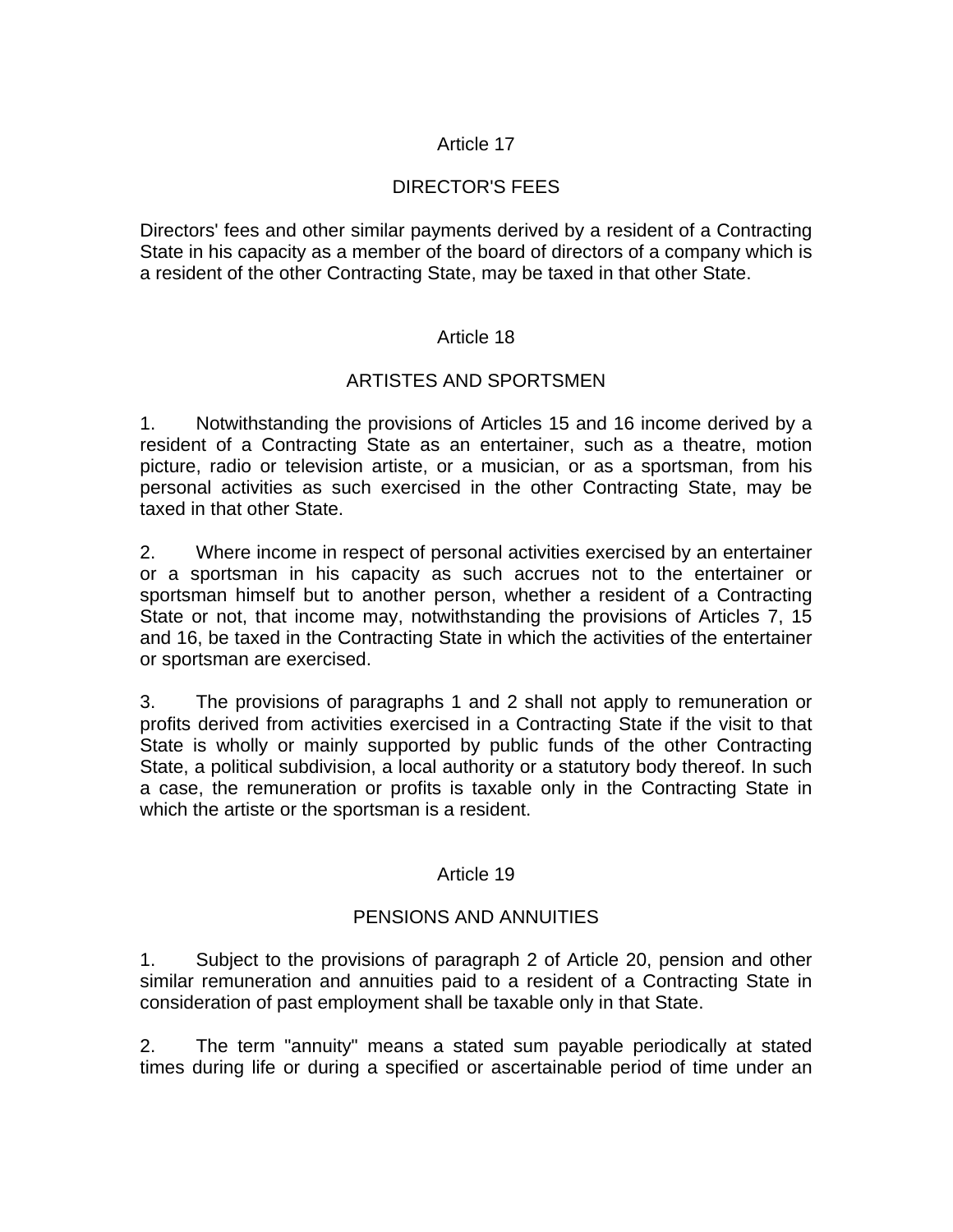## Article 17

## DIRECTOR'S FEES

Directors' fees and other similar payments derived by a resident of a Contracting State in his capacity as a member of the board of directors of a company which is a resident of the other Contracting State, may be taxed in that other State.

## Article 18

## ARTISTES AND SPORTSMEN

1. Notwithstanding the provisions of Articles 15 and 16 income derived by a resident of a Contracting State as an entertainer, such as a theatre, motion picture, radio or television artiste, or a musician, or as a sportsman, from his personal activities as such exercised in the other Contracting State, may be taxed in that other State.

2. Where income in respect of personal activities exercised by an entertainer or a sportsman in his capacity as such accrues not to the entertainer or sportsman himself but to another person, whether a resident of a Contracting State or not, that income may, notwithstanding the provisions of Articles 7, 15 and 16, be taxed in the Contracting State in which the activities of the entertainer or sportsman are exercised.

3. The provisions of paragraphs 1 and 2 shall not apply to remuneration or profits derived from activities exercised in a Contracting State if the visit to that State is wholly or mainly supported by public funds of the other Contracting State, a political subdivision, a local authority or a statutory body thereof. In such a case, the remuneration or profits is taxable only in the Contracting State in which the artiste or the sportsman is a resident.

## Article 19

## PENSIONS AND ANNUITIES

1. Subject to the provisions of paragraph 2 of Article 20, pension and other similar remuneration and annuities paid to a resident of a Contracting State in consideration of past employment shall be taxable only in that State.

2. The term "annuity" means a stated sum payable periodically at stated times during life or during a specified or ascertainable period of time under an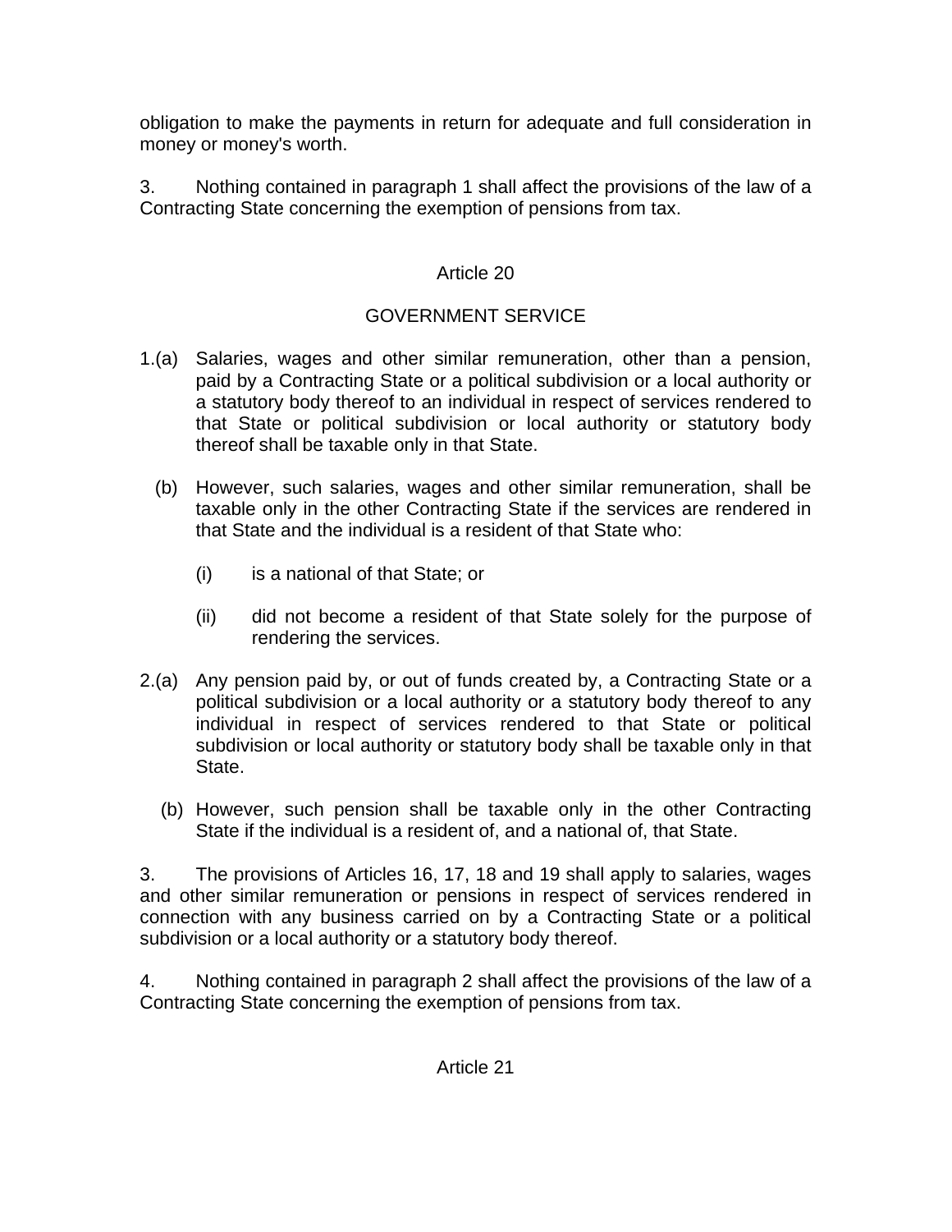obligation to make the payments in return for adequate and full consideration in money or money's worth.

3. Nothing contained in paragraph 1 shall affect the provisions of the law of a Contracting State concerning the exemption of pensions from tax.

## Article 20

## GOVERNMENT SERVICE

1.(a) Salaries, wages and other similar remuneration, other than a pension, paid by a Contracting State or a political subdivision or a local authority or a statutory body thereof to an individual in respect of services rendered to that State or political subdivision or local authority or statutory body thereof shall be taxable only in that State.

(b) However, such salaries, wages and other similar remuneration, shall be taxable only in the other Contracting State if the services are rendered in that State and the individual is a resident of that State who:

(i) is a national of that State; or

(ii) did not become a resident of that State solely for the purpose of rendering the services.

2.(a) Any pension paid by, or out of funds created by, a Contracting State or a political subdivision or a local authority or a statutory body thereof to any individual in respect of services rendered to that State or political subdivision or local authority or statutory body shall be taxable only in that State.

(b) However, such pension shall be taxable only in the other Contracting State if the individual is a resident of, and a national of, that State.

3. The provisions of Articles 16, 17, 18 and 19 shall apply to salaries, wages and other similar remuneration or pensions in respect of services rendered in connection with any business carried on by a Contracting State or a political subdivision or a local authority or a statutory body thereof.

4. Nothing contained in paragraph 2 shall affect the provisions of the law of a Contracting State concerning the exemption of pensions from tax.

## Article 21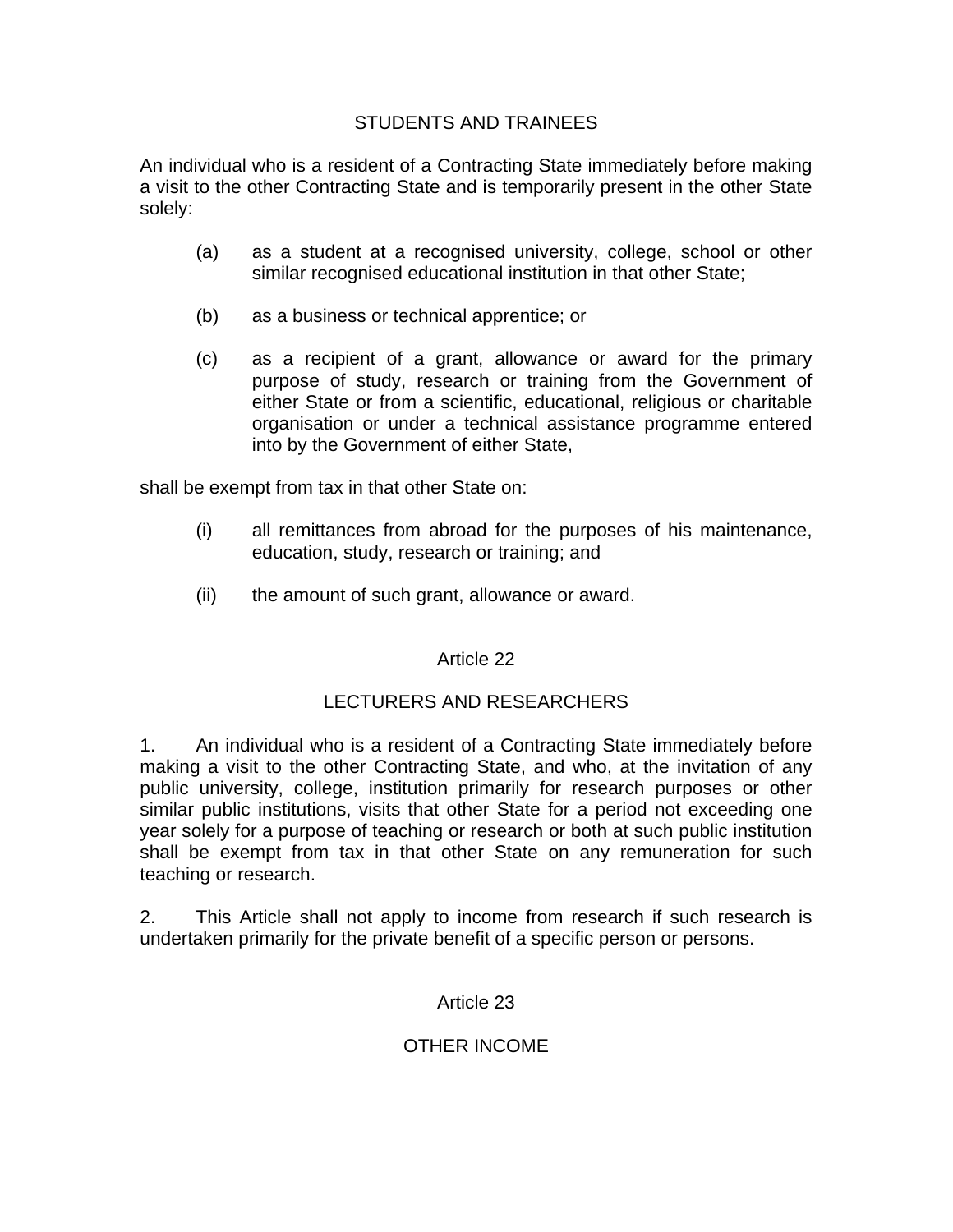## STUDENTS AND TRAINEES

An individual who is a resident of a Contracting State immediately before making a visit to the other Contracting State and is temporarily present in the other State solely:

(a) as a student at a recognised university, college, school or other similar recognised educational institution in that other State;

(b) as a business or technical apprentice; or

(c) as a recipient of a grant, allowance or award for the primary purpose of study, research or training from the Government of either State or from a scientific, educational, religious or charitable organisation or under a technical assistance programme entered into by the Government of either State,

shall be exempt from tax in that other State on:

(i) all remittances from abroad for the purposes of his maintenance, education, study, research or training; and

(ii) the amount of such grant, allowance or award.

## Article 22

## LECTURERS AND RESEARCHERS

1. An individual who is a resident of a Contracting State immediately before making a visit to the other Contracting State, and who, at the invitation of any public university, college, institution primarily for research purposes or other similar public institutions, visits that other State for a period not exceeding one year solely for a purpose of teaching or research or both at such public institution shall be exempt from tax in that other State on any remuneration for such teaching or research.

2. This Article shall not apply to income from research if such research is undertaken primarily for the private benefit of a specific person or persons.

## Article 23

## OTHER INCOME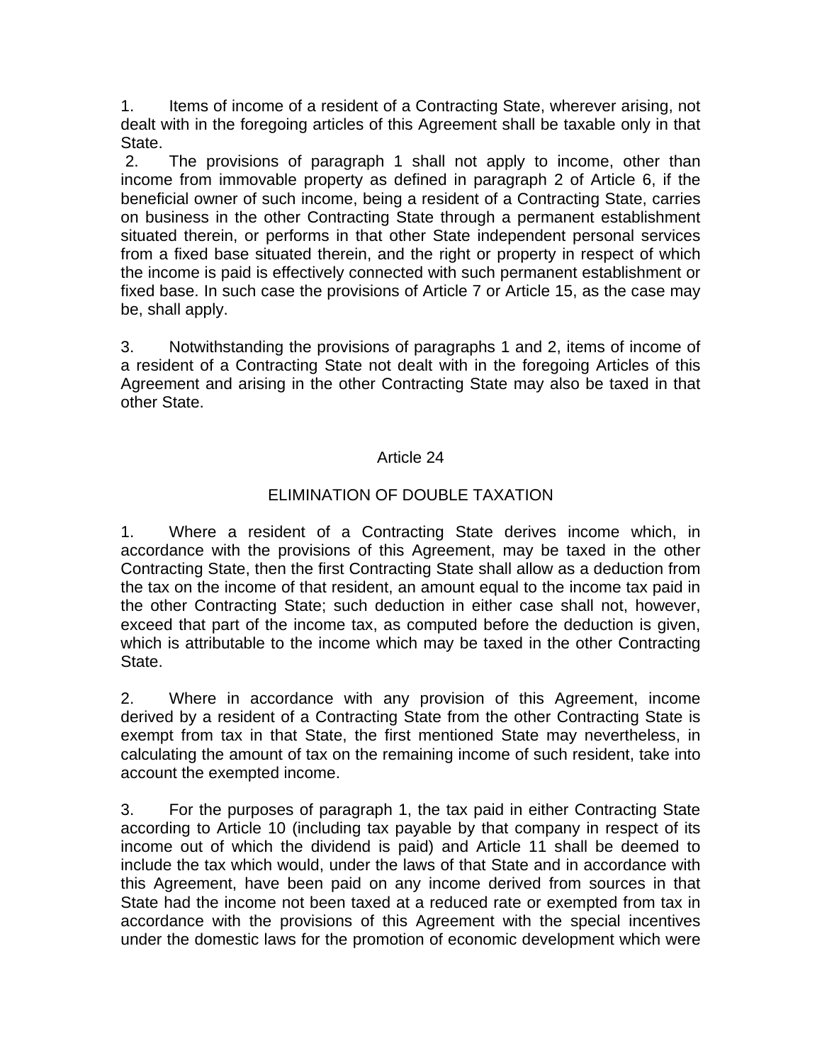1. Items of income of a resident of a Contracting State, wherever arising, not dealt with in the foregoing articles of this Agreement shall be taxable only in that State.

2. The provisions of paragraph 1 shall not apply to income, other than income from immovable property as defined in paragraph 2 of Article 6, if the beneficial owner of such income, being a resident of a Contracting State, carries on business in the other Contracting State through a permanent establishment situated therein, or performs in that other State independent personal services from a fixed base situated therein, and the right or property in respect of which the income is paid is effectively connected with such permanent establishment or fixed base. In such case the provisions of Article 7 or Article 15, as the case may be, shall apply.

3. Notwithstanding the provisions of paragraphs 1 and 2, items of income of a resident of a Contracting State not dealt with in the foregoing Articles of this Agreement and arising in the other Contracting State may also be taxed in that other State.

## Article 24

## ELIMINATION OF DOUBLE TAXATION

1. Where a resident of a Contracting State derives income which, in accordance with the provisions of this Agreement, may be taxed in the other Contracting State, then the first Contracting State shall allow as a deduction from the tax on the income of that resident, an amount equal to the income tax paid in the other Contracting State; such deduction in either case shall not, however, exceed that part of the income tax, as computed before the deduction is given, which is attributable to the income which may be taxed in the other Contracting State.

2. Where in accordance with any provision of this Agreement, income derived by a resident of a Contracting State from the other Contracting State is exempt from tax in that State, the first mentioned State may nevertheless, in calculating the amount of tax on the remaining income of such resident, take into account the exempted income.

3. For the purposes of paragraph 1, the tax paid in either Contracting State according to Article 10 (including tax payable by that company in respect of its income out of which the dividend is paid) and Article 11 shall be deemed to include the tax which would, under the laws of that State and in accordance with this Agreement, have been paid on any income derived from sources in that State had the income not been taxed at a reduced rate or exempted from tax in accordance with the provisions of this Agreement with the special incentives under the domestic laws for the promotion of economic development which were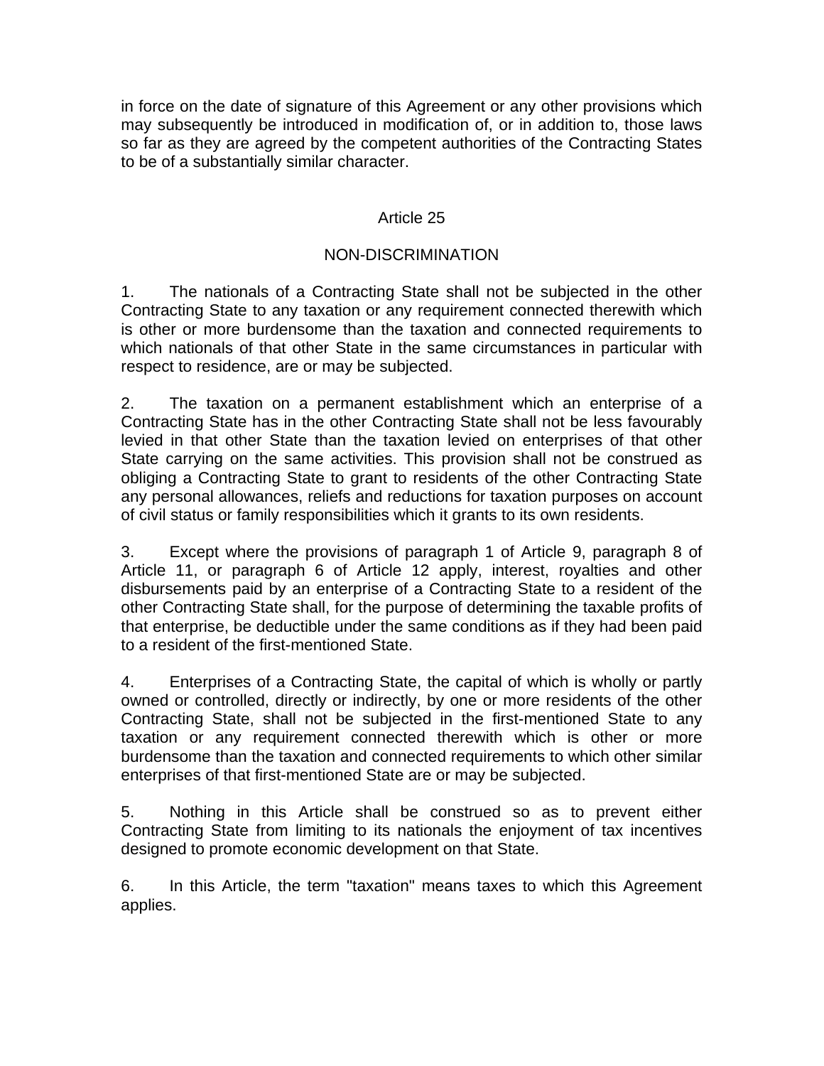in force on the date of signature of this Agreement or any other provisions which may subsequently be introduced in modification of, or in addition to, those laws so far as they are agreed by the competent authorities of the Contracting States to be of a substantially similar character.

## Article 25

## NON-DISCRIMINATION

1. The nationals of a Contracting State shall not be subjected in the other Contracting State to any taxation or any requirement connected therewith which is other or more burdensome than the taxation and connected requirements to which nationals of that other State in the same circumstances in particular with respect to residence, are or may be subjected.

2. The taxation on a permanent establishment which an enterprise of a Contracting State has in the other Contracting State shall not be less favourably levied in that other State than the taxation levied on enterprises of that other State carrying on the same activities. This provision shall not be construed as obliging a Contracting State to grant to residents of the other Contracting State any personal allowances, reliefs and reductions for taxation purposes on account of civil status or family responsibilities which it grants to its own residents.

3. Except where the provisions of paragraph 1 of Article 9, paragraph 8 of Article 11, or paragraph 6 of Article 12 apply, interest, royalties and other disbursements paid by an enterprise of a Contracting State to a resident of the other Contracting State shall, for the purpose of determining the taxable profits of that enterprise, be deductible under the same conditions as if they had been paid to a resident of the first-mentioned State.

4. Enterprises of a Contracting State, the capital of which is wholly or partly owned or controlled, directly or indirectly, by one or more residents of the other Contracting State, shall not be subjected in the first-mentioned State to any taxation or any requirement connected therewith which is other or more burdensome than the taxation and connected requirements to which other similar enterprises of that first-mentioned State are or may be subjected.

5. Nothing in this Article shall be construed so as to prevent either Contracting State from limiting to its nationals the enjoyment of tax incentives designed to promote economic development on that State.

6. In this Article, the term "taxation" means taxes to which this Agreement applies.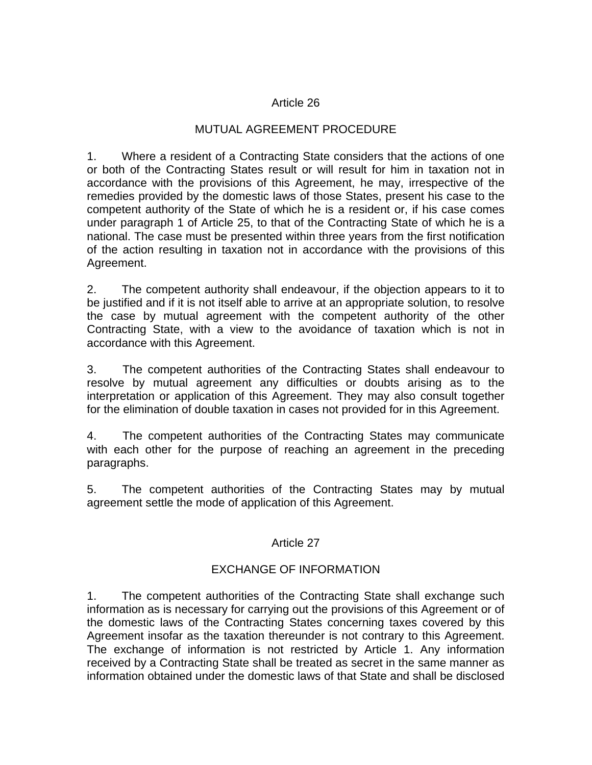## Article 26

## MUTUAL AGREEMENT PROCEDURE

1. Where a resident of a Contracting State considers that the actions of one or both of the Contracting States result or will result for him in taxation not in accordance with the provisions of this Agreement, he may, irrespective of the remedies provided by the domestic laws of those States, present his case to the competent authority of the State of which he is a resident or, if his case comes under paragraph 1 of Article 25, to that of the Contracting State of which he is a national. The case must be presented within three years from the first notification of the action resulting in taxation not in accordance with the provisions of this Agreement.

2. The competent authority shall endeavour, if the objection appears to it to be justified and if it is not itself able to arrive at an appropriate solution, to resolve the case by mutual agreement with the competent authority of the other Contracting State, with a view to the avoidance of taxation which is not in accordance with this Agreement.

3. The competent authorities of the Contracting States shall endeavour to resolve by mutual agreement any difficulties or doubts arising as to the interpretation or application of this Agreement. They may also consult together for the elimination of double taxation in cases not provided for in this Agreement.

4. The competent authorities of the Contracting States may communicate with each other for the purpose of reaching an agreement in the preceding paragraphs.

5. The competent authorities of the Contracting States may by mutual agreement settle the mode of application of this Agreement.

## Article 27

## EXCHANGE OF INFORMATION

1. The competent authorities of the Contracting State shall exchange such information as is necessary for carrying out the provisions of this Agreement or of the domestic laws of the Contracting States concerning taxes covered by this Agreement insofar as the taxation thereunder is not contrary to this Agreement. The exchange of information is not restricted by Article 1. Any information received by a Contracting State shall be treated as secret in the same manner as information obtained under the domestic laws of that State and shall be disclosed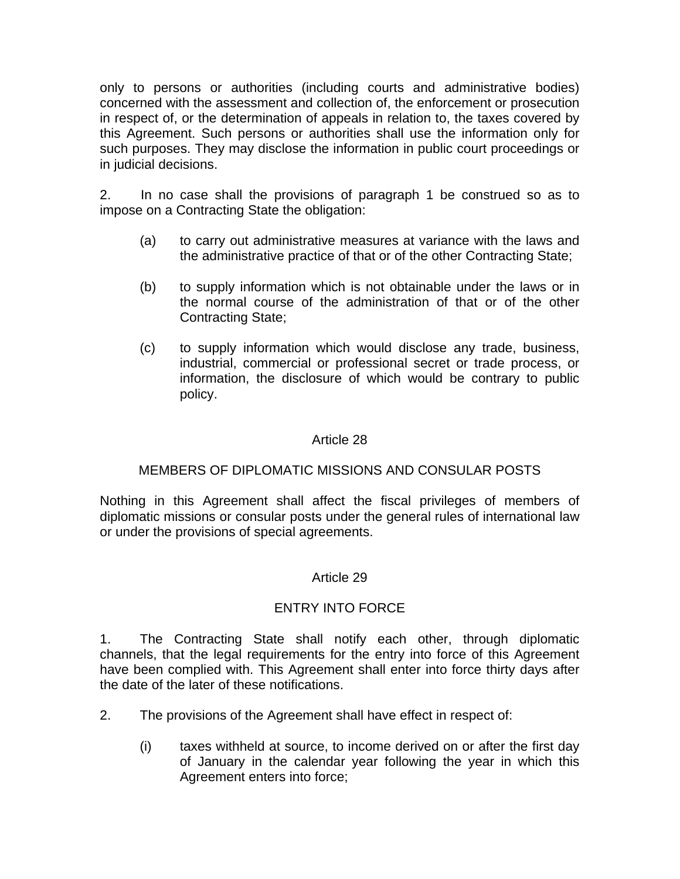only to persons or authorities (including courts and administrative bodies) concerned with the assessment and collection of, the enforcement or prosecution in respect of, or the determination of appeals in relation to, the taxes covered by this Agreement. Such persons or authorities shall use the information only for such purposes. They may disclose the information in public court proceedings or in judicial decisions.

2. In no case shall the provisions of paragraph 1 be construed so as to impose on a Contracting State the obligation:

(a) to carry out administrative measures at variance with the laws and the administrative practice of that or of the other Contracting State;

(b) to supply information which is not obtainable under the laws or in the normal course of the administration of that or of the other Contracting State;

(c) to supply information which would disclose any trade, business, industrial, commercial or professional secret or trade process, or information, the disclosure of which would be contrary to public policy.

## Article 28

## MEMBERS OF DIPLOMATIC MISSIONS AND CONSULAR POSTS

Nothing in this Agreement shall affect the fiscal privileges of members of diplomatic missions or consular posts under the general rules of international law or under the provisions of special agreements.

## Article 29

## ENTRY INTO FORCE

1. The Contracting State shall notify each other, through diplomatic channels, that the legal requirements for the entry into force of this Agreement have been complied with. This Agreement shall enter into force thirty days after the date of the later of these notifications.

2. The provisions of the Agreement shall have effect in respect of:

(i) taxes withheld at source, to income derived on or after the first day of January in the calendar year following the year in which this Agreement enters into force;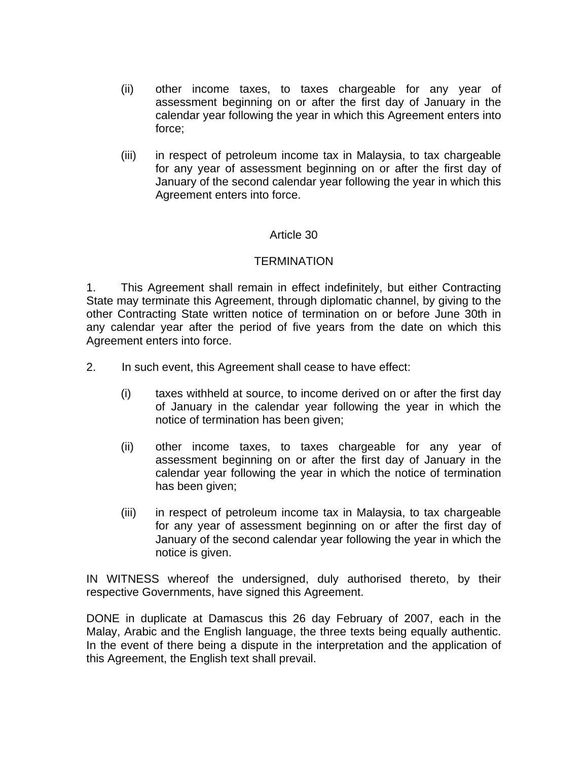(ii) other income taxes, to taxes chargeable for any year of assessment beginning on or after the first day of January in the calendar year following the year in which this Agreement enters into force;

(iii) in respect of petroleum income tax in Malaysia, to tax chargeable for any year of assessment beginning on or after the first day of January of the second calendar year following the year in which this Agreement enters into force.

## Article 30

## TERMINATION

1. This Agreement shall remain in effect indefinitely, but either Contracting State may terminate this Agreement, through diplomatic channel, by giving to the other Contracting State written notice of termination on or before June 30th in any calendar year after the period of five years from the date on which this Agreement enters into force.

2. In such event, this Agreement shall cease to have effect:

(i) taxes withheld at source, to income derived on or after the first day of January in the calendar year following the year in which the notice of termination has been given;

(ii) other income taxes, to taxes chargeable for any year of assessment beginning on or after the first day of January in the calendar year following the year in which the notice of termination has been given;

(iii) in respect of petroleum income tax in Malaysia, to tax chargeable for any year of assessment beginning on or after the first day of January of the second calendar year following the year in which the notice is given.

IN WITNESS whereof the undersigned, duly authorised thereto, by their respective Governments, have signed this Agreement.

DONE in duplicate at Damascus this 26 day February of 2007, each in the Malay, Arabic and the English language, the three texts being equally authentic. In the event of there being a dispute in the interpretation and the application of this Agreement, the English text shall prevail.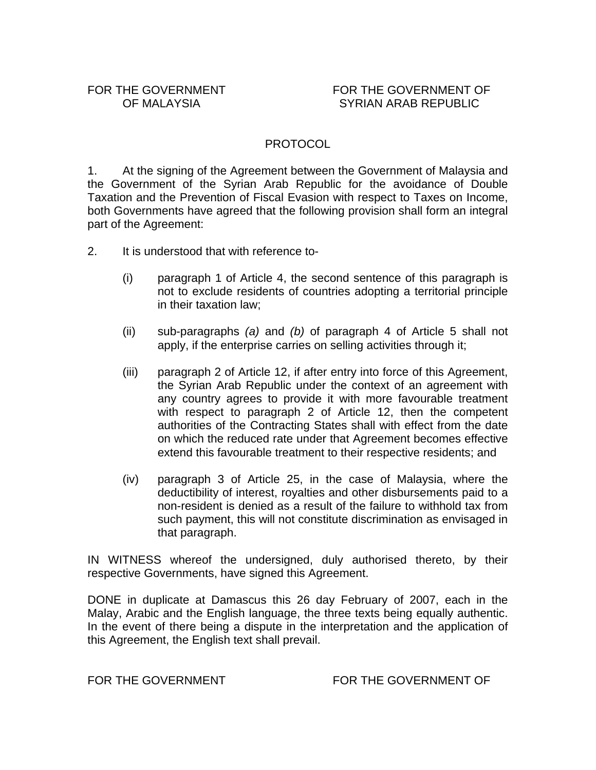FOR THE GOVERNMENT OF MALAYSIA

FOR THE GOVERNMENT OF SYRIAN ARAB REPUBLIC

## PROTOCOL

1. At the signing of the Agreement between the Government of Malaysia and the Government of the Syrian Arab Republic for the avoidance of Double Taxation and the Prevention of Fiscal Evasion with respect to Taxes on Income, both Governments have agreed that the following provision shall form an integral part of the Agreement:

2. It is understood that with reference to-

   (i) paragraph 1 of Article 4, the second sentence of this paragraph is not to exclude residents of countries adopting a territorial principle in their taxation law;

   (ii) sub-paragraphs *(a)* and *(b)* of paragraph 4 of Article 5 shall not apply, if the enterprise carries on selling activities through it;

   (iii) paragraph 2 of Article 12, if after entry into force of this Agreement, the Syrian Arab Republic under the context of an agreement with any country agrees to provide it with more favourable treatment with respect to paragraph 2 of Article 12, then the competent authorities of the Contracting States shall with effect from the date on which the reduced rate under that Agreement becomes effective extend this favourable treatment to their respective residents; and

   (iv) paragraph 3 of Article 25, in the case of Malaysia, where the deductibility of interest, royalties and other disbursements paid to a non-resident is denied as a result of the failure to withhold tax from such payment, this will not constitute discrimination as envisaged in that paragraph.

IN WITNESS whereof the undersigned, duly authorised thereto, by their respective Governments, have signed this Agreement.

DONE in duplicate at Damascus this 26 day February of 2007, each in the Malay, Arabic and the English language, the three texts being equally authentic. In the event of there being a dispute in the interpretation and the application of this Agreement, the English text shall prevail.

FOR THE GOVERNMENT

FOR THE GOVERNMENT OF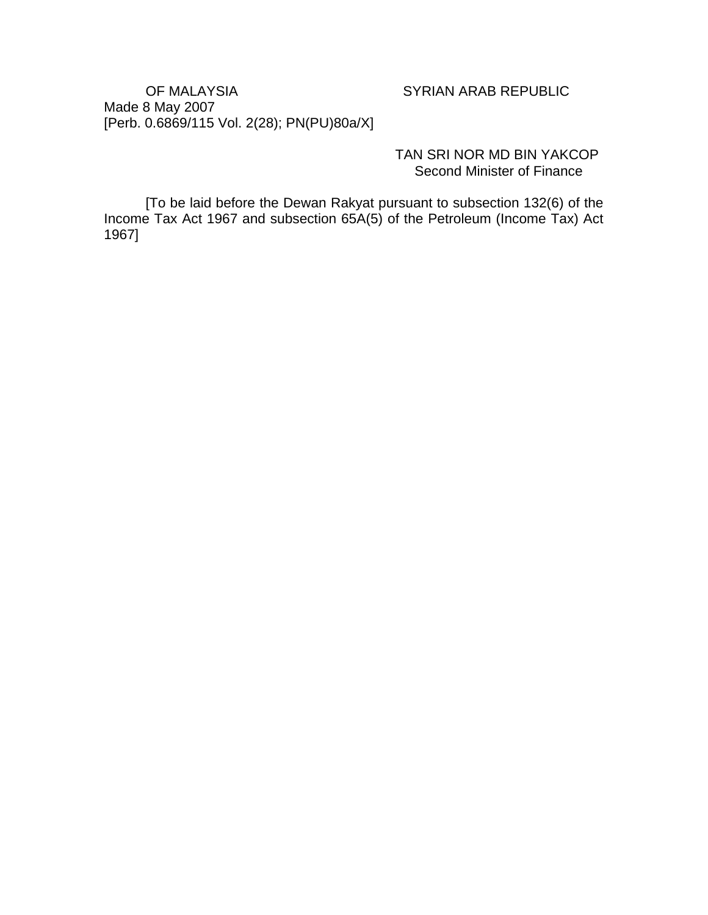OF MALAYSIA SYRIAN ARAB REPUBLIC

Made 8 May 2007

[Perb. 0.6869/115 Vol. 2(28); PN(PU)80a/X]

TAN SRI NOR MD BIN YAKCOP

Second Minister of Finance

[To be laid before the Dewan Rakyat pursuant to subsection 132(6) of the Income Tax Act 1967 and subsection 65A(5) of the Petroleum (Income Tax) Act 1967]